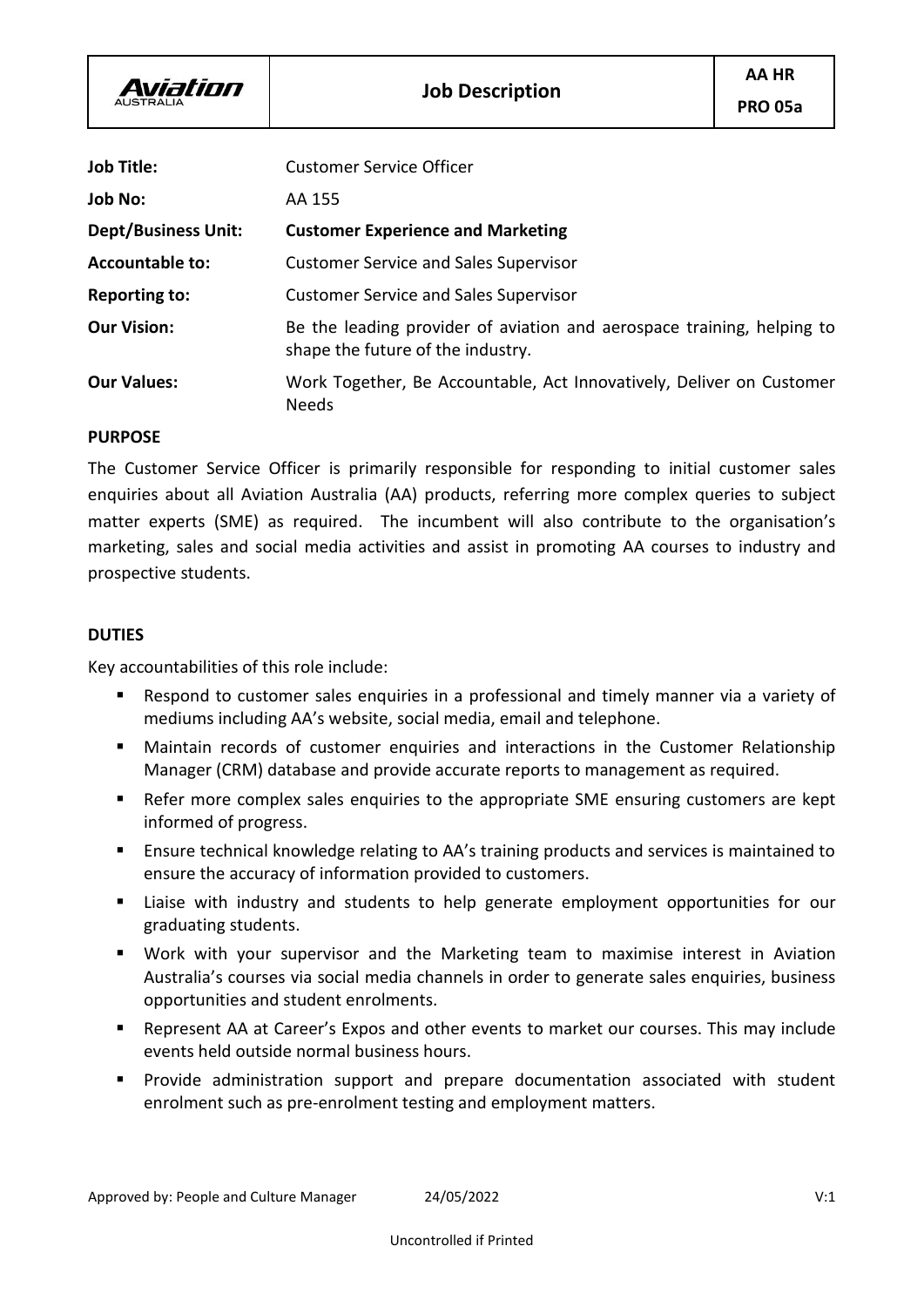| Aviation AUSTRALIA | Job Description | AA HR PRO 05a |
|---|---|---|

| | |
|---|---|
| **Job Title:** | Customer Service Officer |
| **Job No:** | AA 155 |
| **Dept/Business Unit:** | **Customer Experience and Marketing** |
| **Accountable to:** | Customer Service and Sales Supervisor |
| **Reporting to:** | Customer Service and Sales Supervisor |
| **Our Vision:** | Be the leading provider of aviation and aerospace training, helping to shape the future of the industry. |
| **Our Values:** | Work Together, Be Accountable, Act Innovatively, Deliver on Customer Needs |

## PURPOSE

The Customer Service Officer is primarily responsible for responding to initial customer sales enquiries about all Aviation Australia (AA) products, referring more complex queries to subject matter experts (SME) as required. The incumbent will also contribute to the organisation's marketing, sales and social media activities and assist in promoting AA courses to industry and prospective students.

## DUTIES

Key accountabilities of this role include:

- Respond to customer sales enquiries in a professional and timely manner via a variety of mediums including AA's website, social media, email and telephone.
- Maintain records of customer enquiries and interactions in the Customer Relationship Manager (CRM) database and provide accurate reports to management as required.
- Refer more complex sales enquiries to the appropriate SME ensuring customers are kept informed of progress.
- Ensure technical knowledge relating to AA's training products and services is maintained to ensure the accuracy of information provided to customers.
- Liaise with industry and students to help generate employment opportunities for our graduating students.
- Work with your supervisor and the Marketing team to maximise interest in Aviation Australia's courses via social media channels in order to generate sales enquiries, business opportunities and student enrolments.
- Represent AA at Career's Expos and other events to market our courses. This may include events held outside normal business hours.
- Provide administration support and prepare documentation associated with student enrolment such as pre-enrolment testing and employment matters.

Approved by: People and Culture Manager 24/05/2022 V:1

Uncontrolled if Printed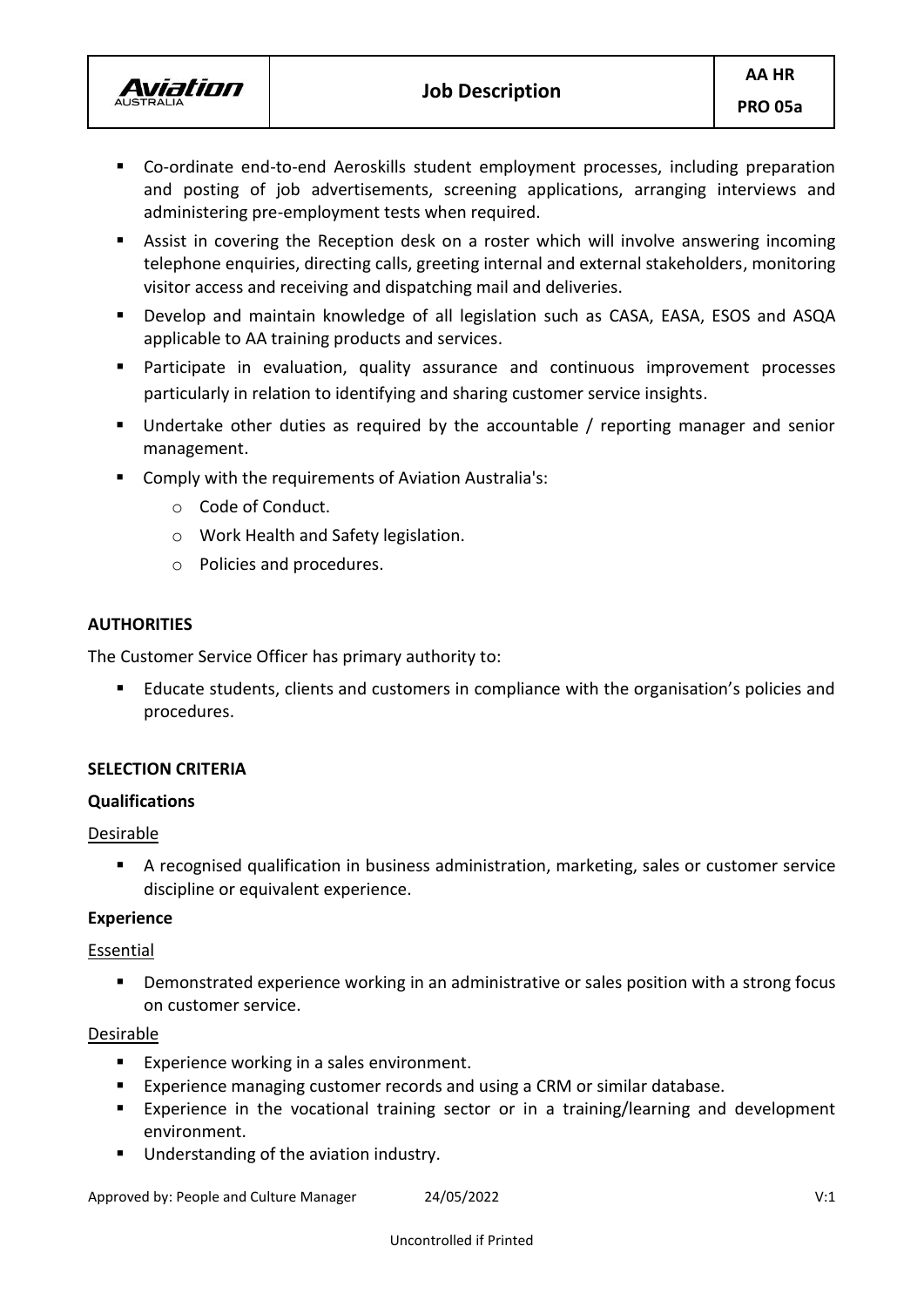- Co-ordinate end-to-end Aeroskills student employment processes, including preparation and posting of job advertisements, screening applications, arranging interviews and administering pre-employment tests when required.
- Assist in covering the Reception desk on a roster which will involve answering incoming telephone enquiries, directing calls, greeting internal and external stakeholders, monitoring visitor access and receiving and dispatching mail and deliveries.
- Develop and maintain knowledge of all legislation such as CASA, EASA, ESOS and ASQA applicable to AA training products and services.
- Participate in evaluation, quality assurance and continuous improvement processes particularly in relation to identifying and sharing customer service insights.
- Undertake other duties as required by the accountable / reporting manager and senior management.
- Comply with the requirements of Aviation Australia's:
  - Code of Conduct.
  - Work Health and Safety legislation.
  - Policies and procedures.

**AUTHORITIES**

The Customer Service Officer has primary authority to:

- Educate students, clients and customers in compliance with the organisation's policies and procedures.

**SELECTION CRITERIA**

**Qualifications**

Desirable

- A recognised qualification in business administration, marketing, sales or customer service discipline or equivalent experience.

**Experience**

Essential

- Demonstrated experience working in an administrative or sales position with a strong focus on customer service.

Desirable

- Experience working in a sales environment.
- Experience managing customer records and using a CRM or similar database.
- Experience in the vocational training sector or in a training/learning and development environment.
- Understanding of the aviation industry.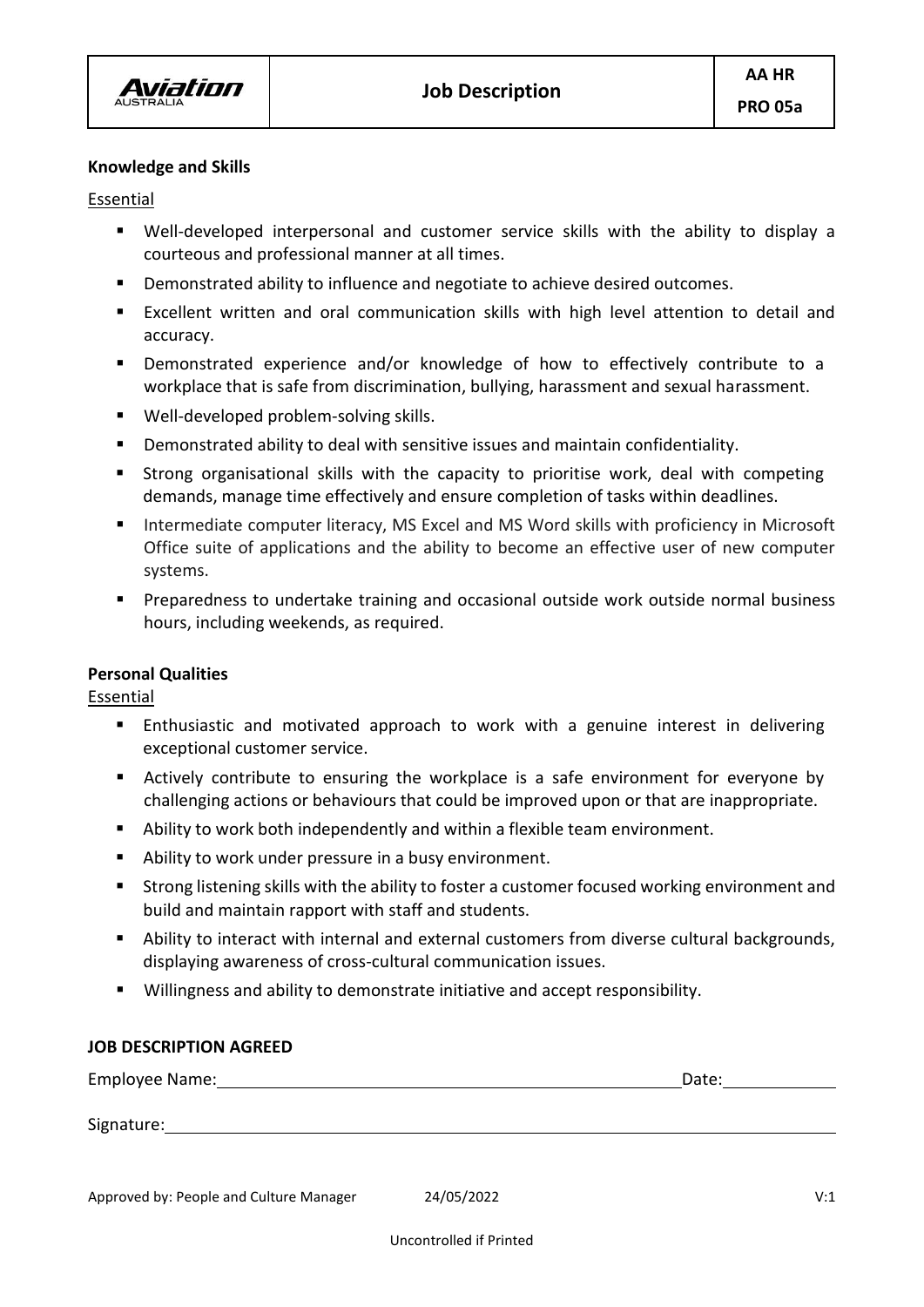**Knowledge and Skills**

Essential

- Well-developed interpersonal and customer service skills with the ability to display a courteous and professional manner at all times.
- Demonstrated ability to influence and negotiate to achieve desired outcomes.
- Excellent written and oral communication skills with high level attention to detail and accuracy.
- Demonstrated experience and/or knowledge of how to effectively contribute to a workplace that is safe from discrimination, bullying, harassment and sexual harassment.
- Well-developed problem-solving skills.
- Demonstrated ability to deal with sensitive issues and maintain confidentiality.
- Strong organisational skills with the capacity to prioritise work, deal with competing demands, manage time effectively and ensure completion of tasks within deadlines.
- Intermediate computer literacy, MS Excel and MS Word skills with proficiency in Microsoft Office suite of applications and the ability to become an effective user of new computer systems.
- Preparedness to undertake training and occasional outside work outside normal business hours, including weekends, as required.

**Personal Qualities**

Essential

- Enthusiastic and motivated approach to work with a genuine interest in delivering exceptional customer service.
- Actively contribute to ensuring the workplace is a safe environment for everyone by challenging actions or behaviours that could be improved upon or that are inappropriate.
- Ability to work both independently and within a flexible team environment.
- Ability to work under pressure in a busy environment.
- Strong listening skills with the ability to foster a customer focused working environment and build and maintain rapport with staff and students.
- Ability to interact with internal and external customers from diverse cultural backgrounds, displaying awareness of cross-cultural communication issues.
- Willingness and ability to demonstrate initiative and accept responsibility.

**JOB DESCRIPTION AGREED**

Employee Name: ______________________________ Date: ____________

Signature: ______________________________________________